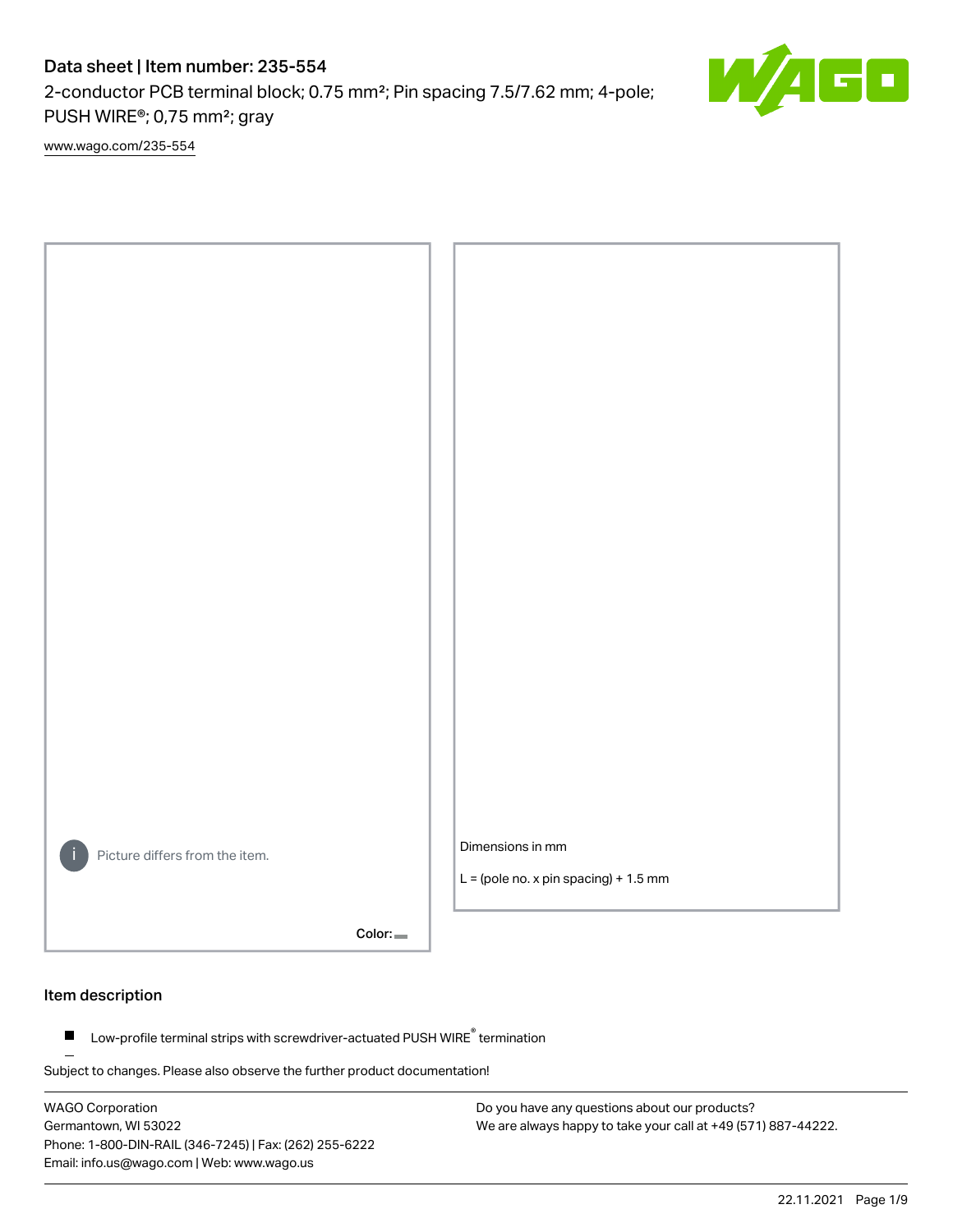# Data sheet | Item number: 235-554

2-conductor PCB terminal block; 0.75 mm²; Pin spacing 7.5/7.62 mm; 4-pole; PUSH WIRE®; 0,75 mm²; gray

www.wago.com/235-554

Picture differs from the item.

Color:

Dimensions in mm

L = (pole no. x pin spacing) + 1.5 mm

## Item description

- Low-profile terminal strips with screwdriver-actuated PUSH WIRE® termination

Subject to changes. Please also observe the further product documentation!

WAGO Corporation
Germantown, WI 53022
Phone: 1-800-DIN-RAIL (346-7245) | Fax: (262) 255-6222
Email: info.us@wago.com | Web: www.wago.us

Do you have any questions about our products?
We are always happy to take your call at +49 (571) 887-44222.

22.11.2021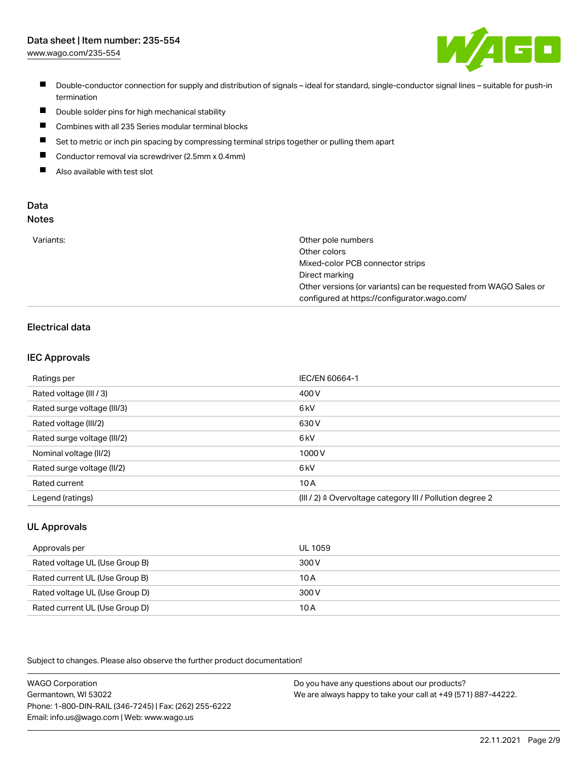- Double-conductor connection for supply and distribution of signals – ideal for standard, single-conductor signal lines – suitable for push-in termination
- Double solder pins for high mechanical stability
- Combines with all 235 Series modular terminal blocks
- Set to metric or inch pin spacing by compressing terminal strips together or pulling them apart
- Conductor removal via screwdriver (2.5mm x 0.4mm)
- Also available with test slot

## Data

### Notes

| | |
|---|---|
| Variants: | Other pole numbers<br>Other colors<br>Mixed-color PCB connector strips<br>Direct marking<br>Other versions (or variants) can be requested from WAGO Sales or configured at https://configurator.wago.com/ |

## Electrical data

### IEC Approvals

| | |
|---|---|
| Ratings per | IEC/EN 60664-1 |
| Rated voltage (III / 3) | 400 V |
| Rated surge voltage (III/3) | 6 kV |
| Rated voltage (III/2) | 630 V |
| Rated surge voltage (III/2) | 6 kV |
| Nominal voltage (II/2) | 1000 V |
| Rated surge voltage (II/2) | 6 kV |
| Rated current | 10 A |
| Legend (ratings) | (III / 2) ≙ Overvoltage category III / Pollution degree 2 |

### UL Approvals

| | |
|---|---|
| Approvals per | UL 1059 |
| Rated voltage UL (Use Group B) | 300 V |
| Rated current UL (Use Group B) | 10 A |
| Rated voltage UL (Use Group D) | 300 V |
| Rated current UL (Use Group D) | 10 A |

Subject to changes. Please also observe the further product documentation!

WAGO Corporation
Germantown, WI 53022
Phone: 1-800-DIN-RAIL (346-7245) | Fax: (262) 255-6222
Email: info.us@wago.com | Web: www.wago.us

Do you have any questions about our products?
We are always happy to take your call at +49 (571) 887-44222.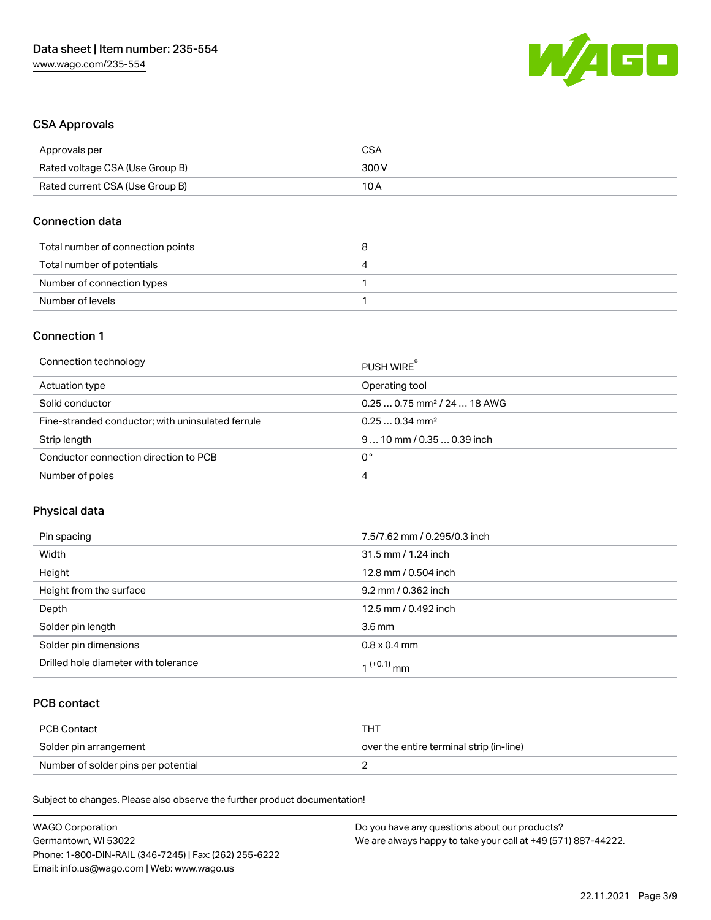## CSA Approvals

| Approvals per | CSA |
| --- | --- |
| Rated voltage CSA (Use Group B) | 300 V |
| Rated current CSA (Use Group B) | 10 A |

## Connection data

| Total number of connection points | 8 |
| --- | --- |
| Total number of potentials | 4 |
| Number of connection types | 1 |
| Number of levels | 1 |

## Connection 1

| Connection technology | PUSH WIRE® |
| --- | --- |
| Actuation type | Operating tool |
| Solid conductor | 0.25 … 0.75 mm² / 24 … 18 AWG |
| Fine-stranded conductor; with uninsulated ferrule | 0.25 … 0.34 mm² |
| Strip length | 9 … 10 mm / 0.35 … 0.39 inch |
| Conductor connection direction to PCB | 0 ° |
| Number of poles | 4 |

## Physical data

| Pin spacing | 7.5/7.62 mm / 0.295/0.3 inch |
| --- | --- |
| Width | 31.5 mm / 1.24 inch |
| Height | 12.8 mm / 0.504 inch |
| Height from the surface | 9.2 mm / 0.362 inch |
| Depth | 12.5 mm / 0.492 inch |
| Solder pin length | 3.6 mm |
| Solder pin dimensions | 0.8 x 0.4 mm |
| Drilled hole diameter with tolerance | $1^{(+0.1)}$ mm |

## PCB contact

| PCB Contact | THT |
| --- | --- |
| Solder pin arrangement | over the entire terminal strip (in-line) |
| Number of solder pins per potential | 2 |

Subject to changes. Please also observe the further product documentation!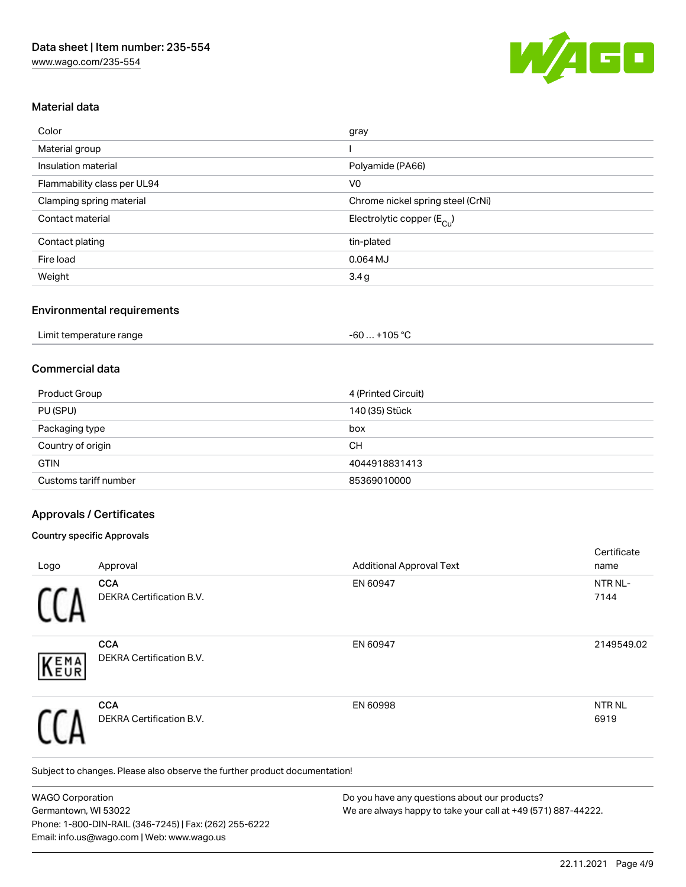## Material data

| | |
|---|---|
| Color | gray |
| Material group | I |
| Insulation material | Polyamide (PA66) |
| Flammability class per UL94 | V0 |
| Clamping spring material | Chrome nickel spring steel (CrNi) |
| Contact material | Electrolytic copper ($E_{Cu}$) |
| Contact plating | tin-plated |
| Fire load | 0.064 MJ |
| Weight | 3.4 g |

## Environmental requirements

| | |
|---|---|
| Limit temperature range | -60 … +105 °C |

## Commercial data

| | |
|---|---|
| Product Group | 4 (Printed Circuit) |
| PU (SPU) | 140 (35) Stück |
| Packaging type | box |
| Country of origin | CH |
| GTIN | 4044918831413 |
| Customs tariff number | 85369010000 |

## Approvals / Certificates

### Country specific Approvals

| Logo | Approval | Additional Approval Text | Certificate name |
|---|---|---|---|
| CCA | **CCA** DEKRA Certification B.V. | EN 60947 | NTR NL-7144 |
| KEMA EUR | **CCA** DEKRA Certification B.V. | EN 60947 | 2149549.02 |
| CCA | **CCA** DEKRA Certification B.V. | EN 60998 | NTR NL 6919 |

Subject to changes. Please also observe the further product documentation!

WAGO Corporation
Germantown, WI 53022
Phone: 1-800-DIN-RAIL (346-7245) | Fax: (262) 255-6222
Email: info.us@wago.com | Web: www.wago.us

Do you have any questions about our products?
We are always happy to take your call at +49 (571) 887-44222.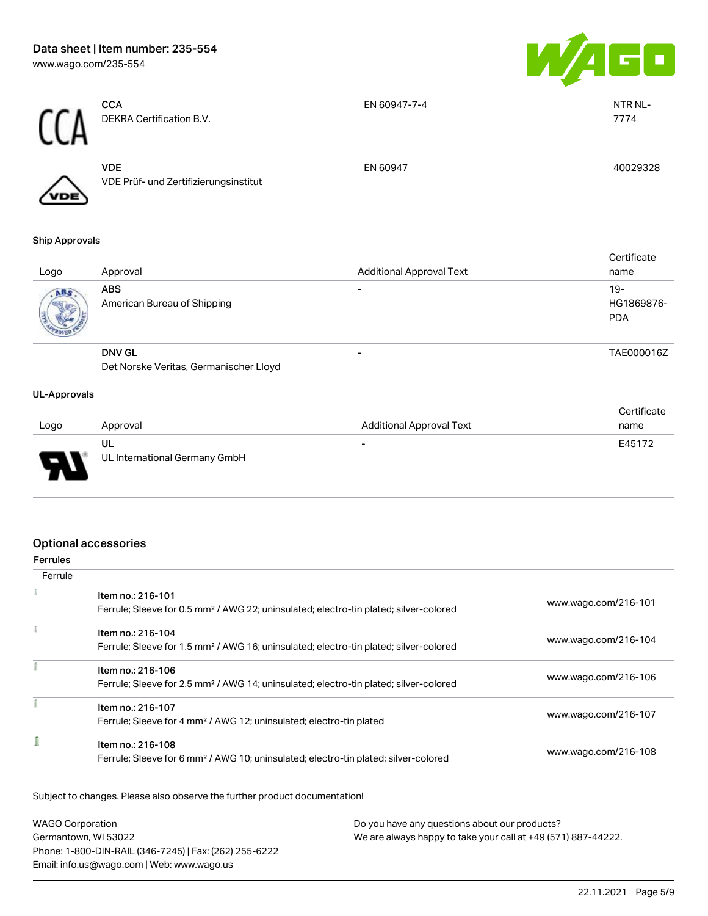| Logo | Approval | Additional Approval Text | Certificate name |
|---|---|---|---|
| | **CCA**<br>DEKRA Certification B.V. | EN 60947-7-4 | NTR NL-7774 |
| | **VDE**<br>VDE Prüf- und Zertifizierungsinstitut | EN 60947 | 40029328 |

### Ship Approvals

| Logo | Approval | Additional Approval Text | Certificate name |
|---|---|---|---|
| | **ABS**<br>American Bureau of Shipping | - | 19-HG1869876-PDA |
| | **DNV GL**<br>Det Norske Veritas, Germanischer Lloyd | - | TAE000016Z |

### UL-Approvals

| Logo | Approval | Additional Approval Text | Certificate name |
|---|---|---|---|
| | **UL**<br>UL International Germany GmbH | - | E45172 |

## Optional accessories

### Ferrules

| Ferrule | | |
|---|---|---|
| | Item no.: 216-101<br>Ferrule; Sleeve for 0.5 mm² / AWG 22; uninsulated; electro-tin plated; silver-colored | www.wago.com/216-101 |
| | Item no.: 216-104<br>Ferrule; Sleeve for 1.5 mm² / AWG 16; uninsulated; electro-tin plated; silver-colored | www.wago.com/216-104 |
| | Item no.: 216-106<br>Ferrule; Sleeve for 2.5 mm² / AWG 14; uninsulated; electro-tin plated; silver-colored | www.wago.com/216-106 |
| | Item no.: 216-107<br>Ferrule; Sleeve for 4 mm² / AWG 12; uninsulated; electro-tin plated | www.wago.com/216-107 |
| | Item no.: 216-108<br>Ferrule; Sleeve for 6 mm² / AWG 10; uninsulated; electro-tin plated; silver-colored | www.wago.com/216-108 |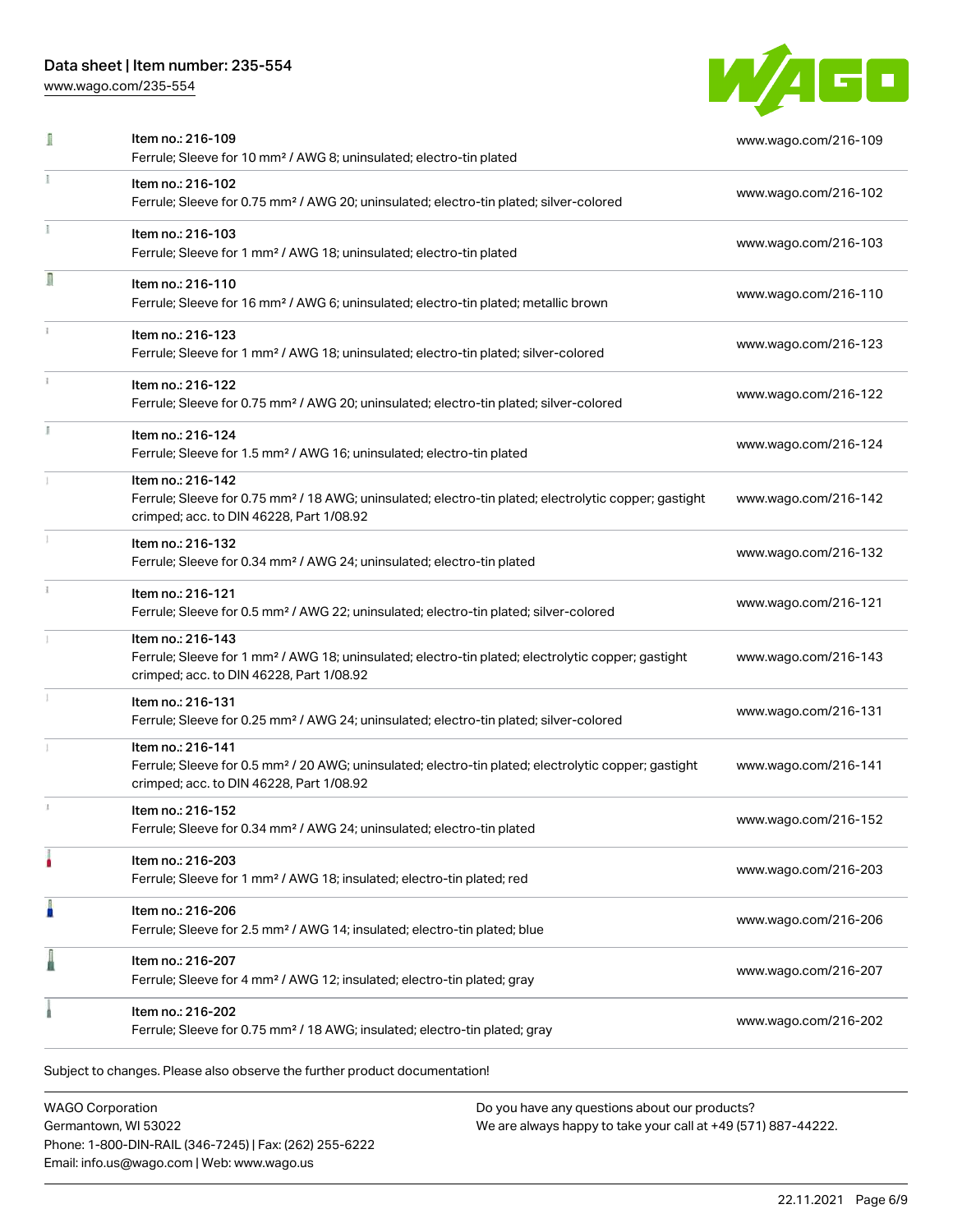| Item | URL |
|---|---|
| Item no.: 216-109<br>Ferrule; Sleeve for 10 mm² / AWG 8; uninsulated; electro-tin plated | www.wago.com/216-109 |
| Item no.: 216-102<br>Ferrule; Sleeve for 0.75 mm² / AWG 20; uninsulated; electro-tin plated; silver-colored | www.wago.com/216-102 |
| Item no.: 216-103<br>Ferrule; Sleeve for 1 mm² / AWG 18; uninsulated; electro-tin plated | www.wago.com/216-103 |
| Item no.: 216-110<br>Ferrule; Sleeve for 16 mm² / AWG 6; uninsulated; electro-tin plated; metallic brown | www.wago.com/216-110 |
| Item no.: 216-123<br>Ferrule; Sleeve for 1 mm² / AWG 18; uninsulated; electro-tin plated; silver-colored | www.wago.com/216-123 |
| Item no.: 216-122<br>Ferrule; Sleeve for 0.75 mm² / AWG 20; uninsulated; electro-tin plated; silver-colored | www.wago.com/216-122 |
| Item no.: 216-124<br>Ferrule; Sleeve for 1.5 mm² / AWG 16; uninsulated; electro-tin plated | www.wago.com/216-124 |
| Item no.: 216-142<br>Ferrule; Sleeve for 0.75 mm² / 18 AWG; uninsulated; electro-tin plated; electrolytic copper; gastight crimped; acc. to DIN 46228, Part 1/08.92 | www.wago.com/216-142 |
| Item no.: 216-132<br>Ferrule; Sleeve for 0.34 mm² / AWG 24; uninsulated; electro-tin plated | www.wago.com/216-132 |
| Item no.: 216-121<br>Ferrule; Sleeve for 0.5 mm² / AWG 22; uninsulated; electro-tin plated; silver-colored | www.wago.com/216-121 |
| Item no.: 216-143<br>Ferrule; Sleeve for 1 mm² / AWG 18; uninsulated; electro-tin plated; electrolytic copper; gastight crimped; acc. to DIN 46228, Part 1/08.92 | www.wago.com/216-143 |
| Item no.: 216-131<br>Ferrule; Sleeve for 0.25 mm² / AWG 24; uninsulated; electro-tin plated; silver-colored | www.wago.com/216-131 |
| Item no.: 216-141<br>Ferrule; Sleeve for 0.5 mm² / 20 AWG; uninsulated; electro-tin plated; electrolytic copper; gastight crimped; acc. to DIN 46228, Part 1/08.92 | www.wago.com/216-141 |
| Item no.: 216-152<br>Ferrule; Sleeve for 0.34 mm² / AWG 24; uninsulated; electro-tin plated | www.wago.com/216-152 |
| Item no.: 216-203<br>Ferrule; Sleeve for 1 mm² / AWG 18; insulated; electro-tin plated; red | www.wago.com/216-203 |
| Item no.: 216-206<br>Ferrule; Sleeve for 2.5 mm² / AWG 14; insulated; electro-tin plated; blue | www.wago.com/216-206 |
| Item no.: 216-207<br>Ferrule; Sleeve for 4 mm² / AWG 12; insulated; electro-tin plated; gray | www.wago.com/216-207 |
| Item no.: 216-202<br>Ferrule; Sleeve for 0.75 mm² / 18 AWG; insulated; electro-tin plated; gray | www.wago.com/216-202 |

Subject to changes. Please also observe the further product documentation!

WAGO Corporation
Germantown, WI 53022
Phone: 1-800-DIN-RAIL (346-7245) | Fax: (262) 255-6222
Email: info.us@wago.com | Web: www.wago.us

Do you have any questions about our products?
We are always happy to take your call at +49 (571) 887-44222.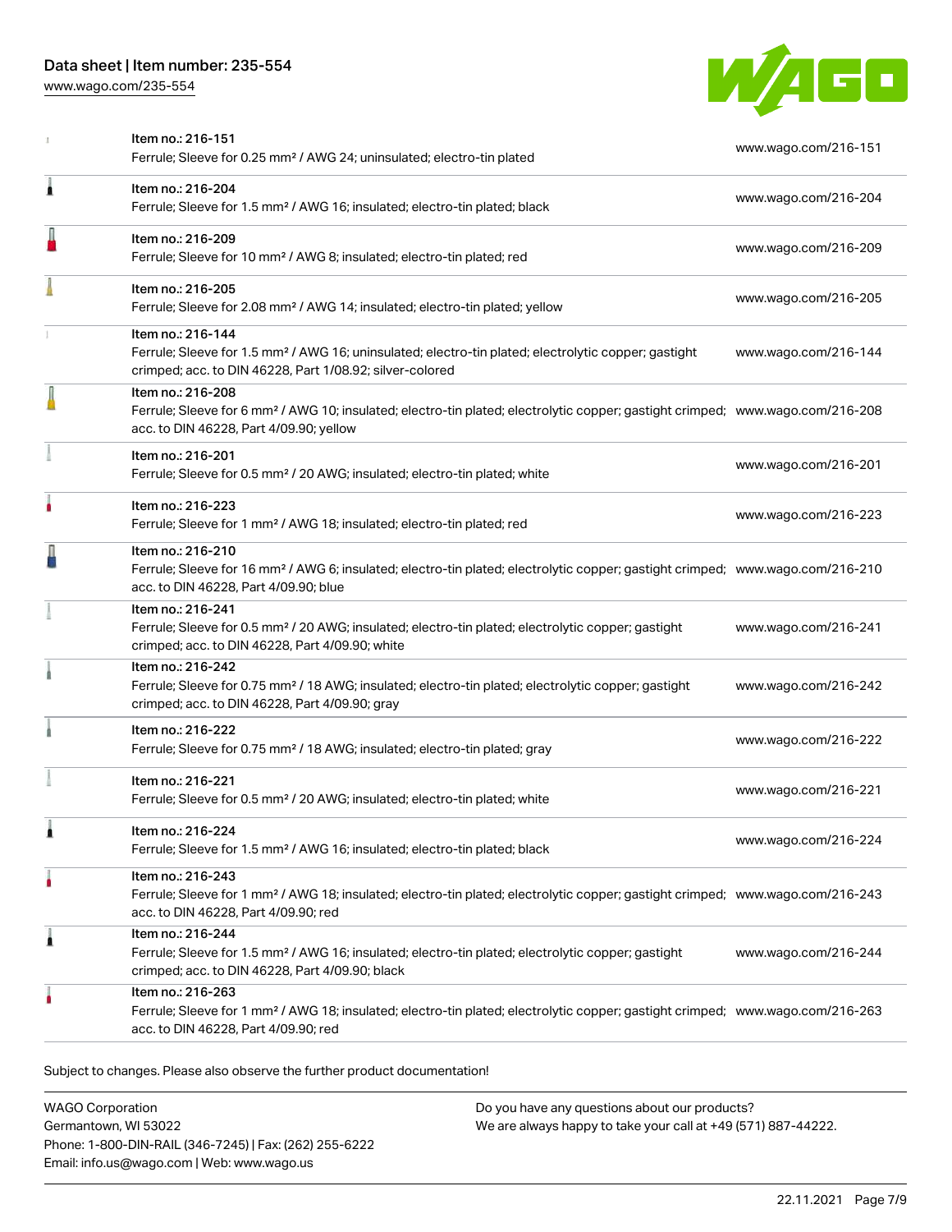| Item | URL |
|---|---|
| Item no.: 216-151<br>Ferrule; Sleeve for 0.25 mm² / AWG 24; uninsulated; electro-tin plated | www.wago.com/216-151 |
| Item no.: 216-204<br>Ferrule; Sleeve for 1.5 mm² / AWG 16; insulated; electro-tin plated; black | www.wago.com/216-204 |
| Item no.: 216-209<br>Ferrule; Sleeve for 10 mm² / AWG 8; insulated; electro-tin plated; red | www.wago.com/216-209 |
| Item no.: 216-205<br>Ferrule; Sleeve for 2.08 mm² / AWG 14; insulated; electro-tin plated; yellow | www.wago.com/216-205 |
| Item no.: 216-144<br>Ferrule; Sleeve for 1.5 mm² / AWG 16; uninsulated; electro-tin plated; electrolytic copper; gastight crimped; acc. to DIN 46228, Part 1/08.92; silver-colored | www.wago.com/216-144 |
| Item no.: 216-208<br>Ferrule; Sleeve for 6 mm² / AWG 10; insulated; electro-tin plated; electrolytic copper; gastight crimped; acc. to DIN 46228, Part 4/09.90; yellow | www.wago.com/216-208 |
| Item no.: 216-201<br>Ferrule; Sleeve for 0.5 mm² / 20 AWG; insulated; electro-tin plated; white | www.wago.com/216-201 |
| Item no.: 216-223<br>Ferrule; Sleeve for 1 mm² / AWG 18; insulated; electro-tin plated; red | www.wago.com/216-223 |
| Item no.: 216-210<br>Ferrule; Sleeve for 16 mm² / AWG 6; insulated; electro-tin plated; electrolytic copper; gastight crimped; acc. to DIN 46228, Part 4/09.90; blue | www.wago.com/216-210 |
| Item no.: 216-241<br>Ferrule; Sleeve for 0.5 mm² / 20 AWG; insulated; electro-tin plated; electrolytic copper; gastight crimped; acc. to DIN 46228, Part 4/09.90; white | www.wago.com/216-241 |
| Item no.: 216-242<br>Ferrule; Sleeve for 0.75 mm² / 18 AWG; insulated; electro-tin plated; electrolytic copper; gastight crimped; acc. to DIN 46228, Part 4/09.90; gray | www.wago.com/216-242 |
| Item no.: 216-222<br>Ferrule; Sleeve for 0.75 mm² / 18 AWG; insulated; electro-tin plated; gray | www.wago.com/216-222 |
| Item no.: 216-221<br>Ferrule; Sleeve for 0.5 mm² / 20 AWG; insulated; electro-tin plated; white | www.wago.com/216-221 |
| Item no.: 216-224<br>Ferrule; Sleeve for 1.5 mm² / AWG 16; insulated; electro-tin plated; black | www.wago.com/216-224 |
| Item no.: 216-243<br>Ferrule; Sleeve for 1 mm² / AWG 18; insulated; electro-tin plated; electrolytic copper; gastight crimped; acc. to DIN 46228, Part 4/09.90; red | www.wago.com/216-243 |
| Item no.: 216-244<br>Ferrule; Sleeve for 1.5 mm² / AWG 16; insulated; electro-tin plated; electrolytic copper; gastight crimped; acc. to DIN 46228, Part 4/09.90; black | www.wago.com/216-244 |
| Item no.: 216-263<br>Ferrule; Sleeve for 1 mm² / AWG 18; insulated; electro-tin plated; electrolytic copper; gastight crimped; acc. to DIN 46228, Part 4/09.90; red | www.wago.com/216-263 |

Subject to changes. Please also observe the further product documentation!

WAGO Corporation
Germantown, WI 53022
Phone: 1-800-DIN-RAIL (346-7245) | Fax: (262) 255-6222
Email: info.us@wago.com | Web: www.wago.us

Do you have any questions about our products?
We are always happy to take your call at +49 (571) 887-44222.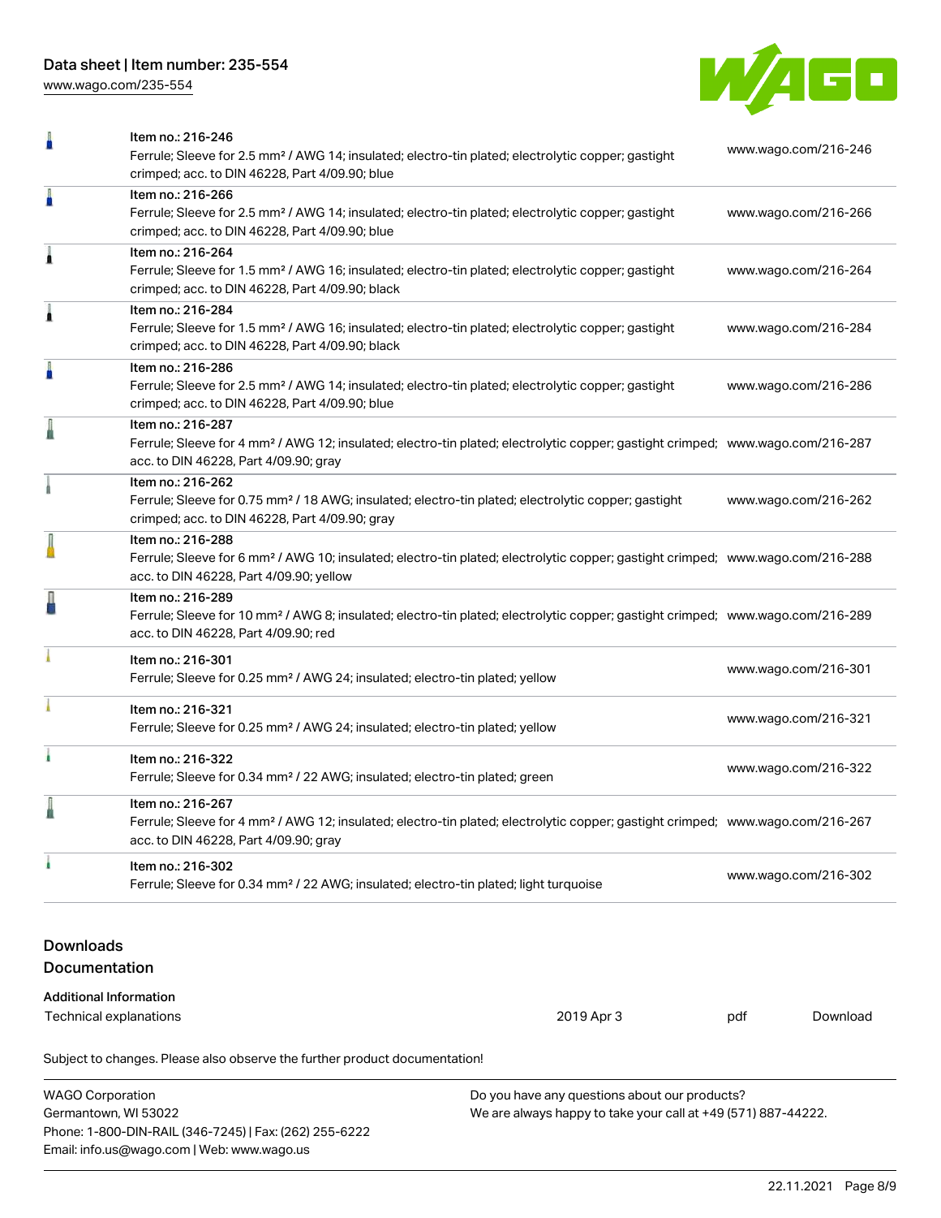| Item | URL |
|---|---|
| Item no.: 216-246<br>Ferrule; Sleeve for 2.5 mm² / AWG 14; insulated; electro-tin plated; electrolytic copper; gastight crimped; acc. to DIN 46228, Part 4/09.90; blue | www.wago.com/216-246 |
| Item no.: 216-266<br>Ferrule; Sleeve for 2.5 mm² / AWG 14; insulated; electro-tin plated; electrolytic copper; gastight crimped; acc. to DIN 46228, Part 4/09.90; blue | www.wago.com/216-266 |
| Item no.: 216-264<br>Ferrule; Sleeve for 1.5 mm² / AWG 16; insulated; electro-tin plated; electrolytic copper; gastight crimped; acc. to DIN 46228, Part 4/09.90; black | www.wago.com/216-264 |
| Item no.: 216-284<br>Ferrule; Sleeve for 1.5 mm² / AWG 16; insulated; electro-tin plated; electrolytic copper; gastight crimped; acc. to DIN 46228, Part 4/09.90; black | www.wago.com/216-284 |
| Item no.: 216-286<br>Ferrule; Sleeve for 2.5 mm² / AWG 14; insulated; electro-tin plated; electrolytic copper; gastight crimped; acc. to DIN 46228, Part 4/09.90; blue | www.wago.com/216-286 |
| Item no.: 216-287<br>Ferrule; Sleeve for 4 mm² / AWG 12; insulated; electro-tin plated; electrolytic copper; gastight crimped; acc. to DIN 46228, Part 4/09.90; gray | www.wago.com/216-287 |
| Item no.: 216-262<br>Ferrule; Sleeve for 0.75 mm² / 18 AWG; insulated; electro-tin plated; electrolytic copper; gastight crimped; acc. to DIN 46228, Part 4/09.90; gray | www.wago.com/216-262 |
| Item no.: 216-288<br>Ferrule; Sleeve for 6 mm² / AWG 10; insulated; electro-tin plated; electrolytic copper; gastight crimped; acc. to DIN 46228, Part 4/09.90; yellow | www.wago.com/216-288 |
| Item no.: 216-289<br>Ferrule; Sleeve for 10 mm² / AWG 8; insulated; electro-tin plated; electrolytic copper; gastight crimped; acc. to DIN 46228, Part 4/09.90; red | www.wago.com/216-289 |
| Item no.: 216-301<br>Ferrule; Sleeve for 0.25 mm² / AWG 24; insulated; electro-tin plated; yellow | www.wago.com/216-301 |
| Item no.: 216-321<br>Ferrule; Sleeve for 0.25 mm² / AWG 24; insulated; electro-tin plated; yellow | www.wago.com/216-321 |
| Item no.: 216-322<br>Ferrule; Sleeve for 0.34 mm² / 22 AWG; insulated; electro-tin plated; green | www.wago.com/216-322 |
| Item no.: 216-267<br>Ferrule; Sleeve for 4 mm² / AWG 12; insulated; electro-tin plated; electrolytic copper; gastight crimped; acc. to DIN 46228, Part 4/09.90; gray | www.wago.com/216-267 |
| Item no.: 216-302<br>Ferrule; Sleeve for 0.34 mm² / 22 AWG; insulated; electro-tin plated; light turquoise | www.wago.com/216-302 |

## Downloads

### Documentation

**Additional Information**

| | | | |
|---|---|---|---|
| Technical explanations | 2019 Apr 3 | pdf | Download |

Subject to changes. Please also observe the further product documentation!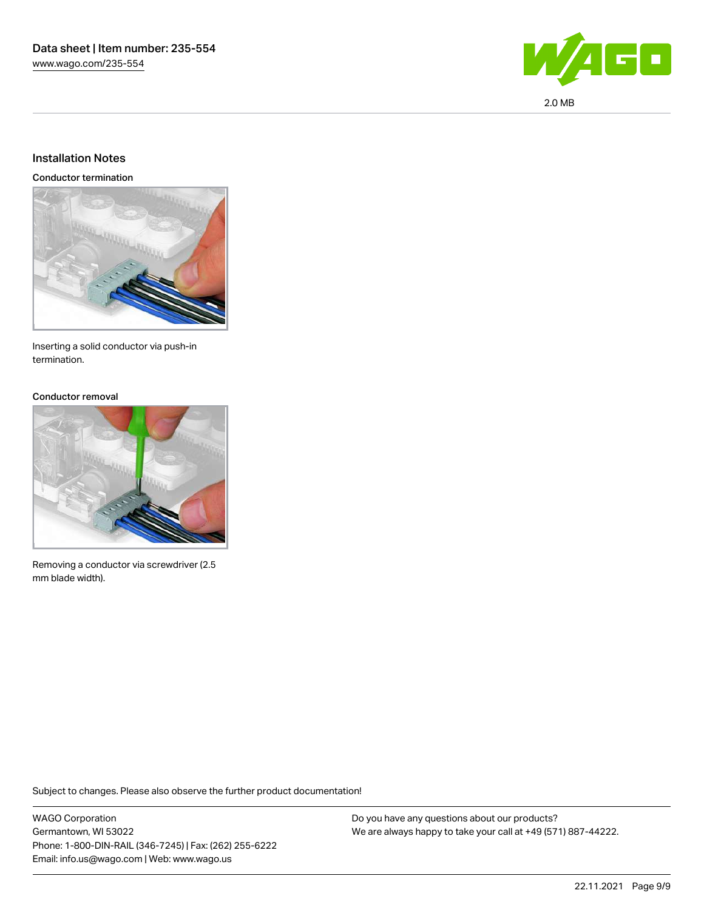## Installation Notes

### Conductor termination

Inserting a solid conductor via push-in termination.

### Conductor removal

Removing a conductor via screwdriver (2.5 mm blade width).

Subject to changes. Please also observe the further product documentation!

WAGO Corporation
Germantown, WI 53022
Phone: 1-800-DIN-RAIL (346-7245) | Fax: (262) 255-6222
Email: info.us@wago.com | Web: www.wago.us

Do you have any questions about our products?
We are always happy to take your call at +49 (571) 887-44222.